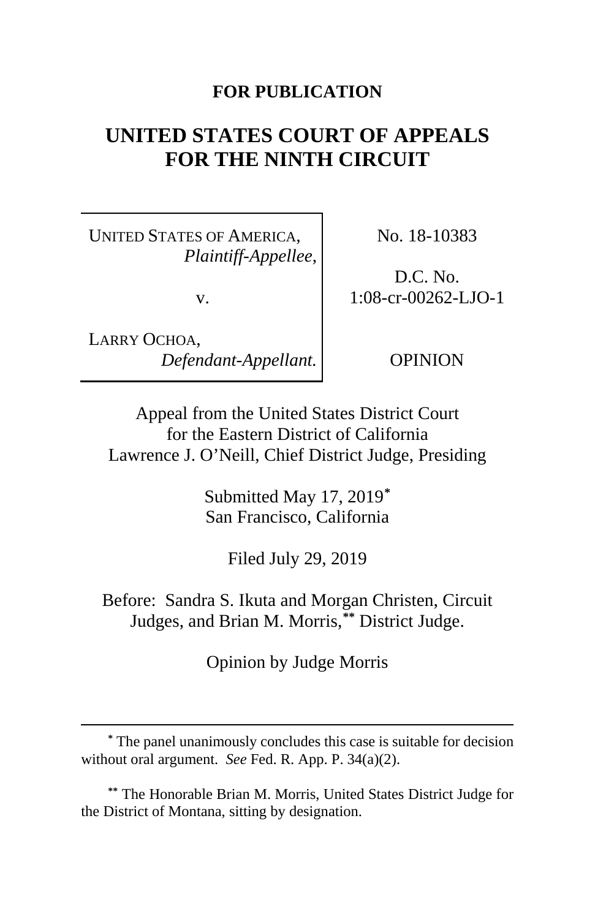**FOR PUBLICATION**

# UNITED STATES COURT OF APPEALS FOR THE NINTH CIRCUIT

| | |
|---|---|
| UNITED STATES OF AMERICA, *Plaintiff-Appellee*, v. LARRY OCHOA, *Defendant-Appellant.* | No. 18-10383<br><br>D.C. No. 1:08-cr-00262-LJO-1<br><br>OPINION |

Appeal from the United States District Court
for the Eastern District of California
Lawrence J. O'Neill, Chief District Judge, Presiding

Submitted May 17, 2019[*]
San Francisco, California

Filed July 29, 2019

Before: Sandra S. Ikuta and Morgan Christen, Circuit Judges, and Brian M. Morris,[**] District Judge.

Opinion by Judge Morris

---

[*] The panel unanimously concludes this case is suitable for decision without oral argument. *See* Fed. R. App. P. 34(a)(2).

[**] The Honorable Brian M. Morris, United States District Judge for the District of Montana, sitting by designation.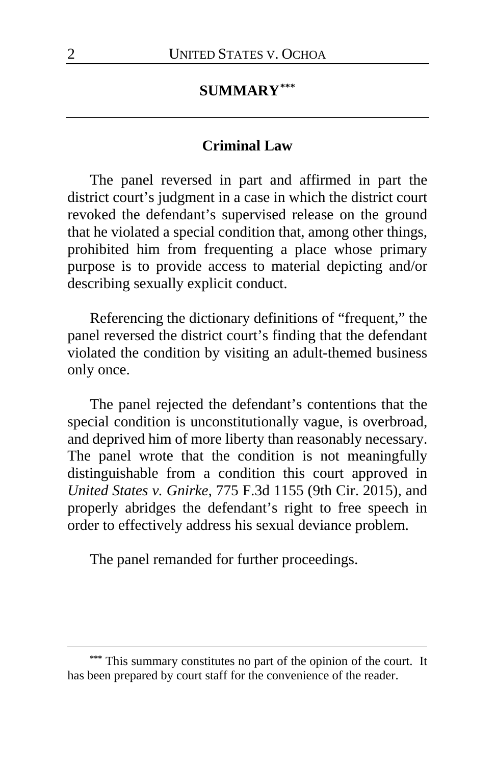## SUMMARY[***]

### Criminal Law

The panel reversed in part and affirmed in part the district court's judgment in a case in which the district court revoked the defendant's supervised release on the ground that he violated a special condition that, among other things, prohibited him from frequenting a place whose primary purpose is to provide access to material depicting and/or describing sexually explicit conduct.

Referencing the dictionary definitions of "frequent," the panel reversed the district court's finding that the defendant violated the condition by visiting an adult-themed business only once.

The panel rejected the defendant's contentions that the special condition is unconstitutionally vague, is overbroad, and deprived him of more liberty than reasonably necessary. The panel wrote that the condition is not meaningfully distinguishable from a condition this court approved in *United States v. Gnirke*, 775 F.3d 1155 (9th Cir. 2015), and properly abridges the defendant's right to free speech in order to effectively address his sexual deviance problem.

The panel remanded for further proceedings.

---

[***] This summary constitutes no part of the opinion of the court. It has been prepared by court staff for the convenience of the reader.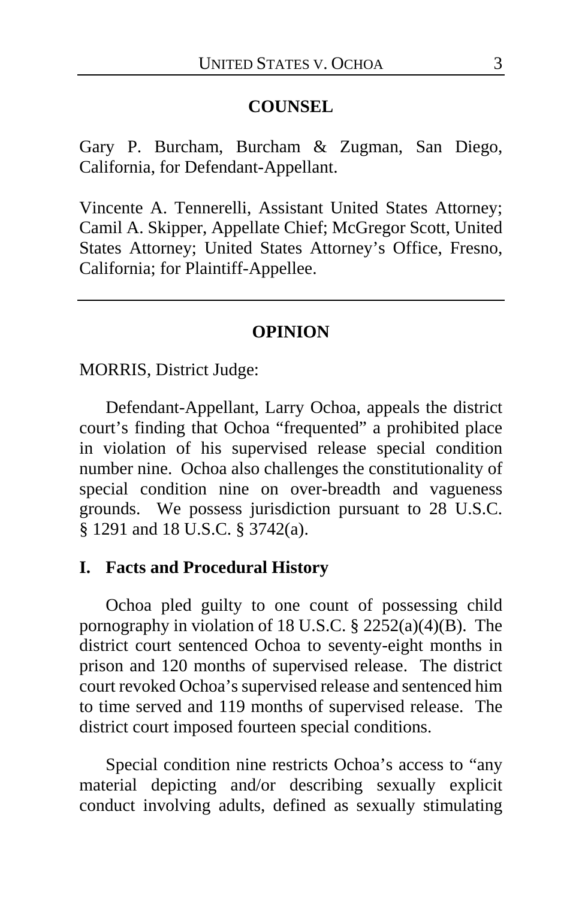## COUNSEL

Gary P. Burcham, Burcham & Zugman, San Diego, California, for Defendant-Appellant.

Vincente A. Tennerelli, Assistant United States Attorney; Camil A. Skipper, Appellate Chief; McGregor Scott, United States Attorney; United States Attorney's Office, Fresno, California; for Plaintiff-Appellee.

---

## OPINION

MORRIS, District Judge:

Defendant-Appellant, Larry Ochoa, appeals the district court's finding that Ochoa "frequented" a prohibited place in violation of his supervised release special condition number nine. Ochoa also challenges the constitutionality of special condition nine on over-breadth and vagueness grounds. We possess jurisdiction pursuant to 28 U.S.C. § 1291 and 18 U.S.C. § 3742(a).

### I. Facts and Procedural History

Ochoa pled guilty to one count of possessing child pornography in violation of 18 U.S.C. § 2252(a)(4)(B). The district court sentenced Ochoa to seventy-eight months in prison and 120 months of supervised release. The district court revoked Ochoa's supervised release and sentenced him to time served and 119 months of supervised release. The district court imposed fourteen special conditions.

Special condition nine restricts Ochoa's access to "any material depicting and/or describing sexually explicit conduct involving adults, defined as sexually stimulating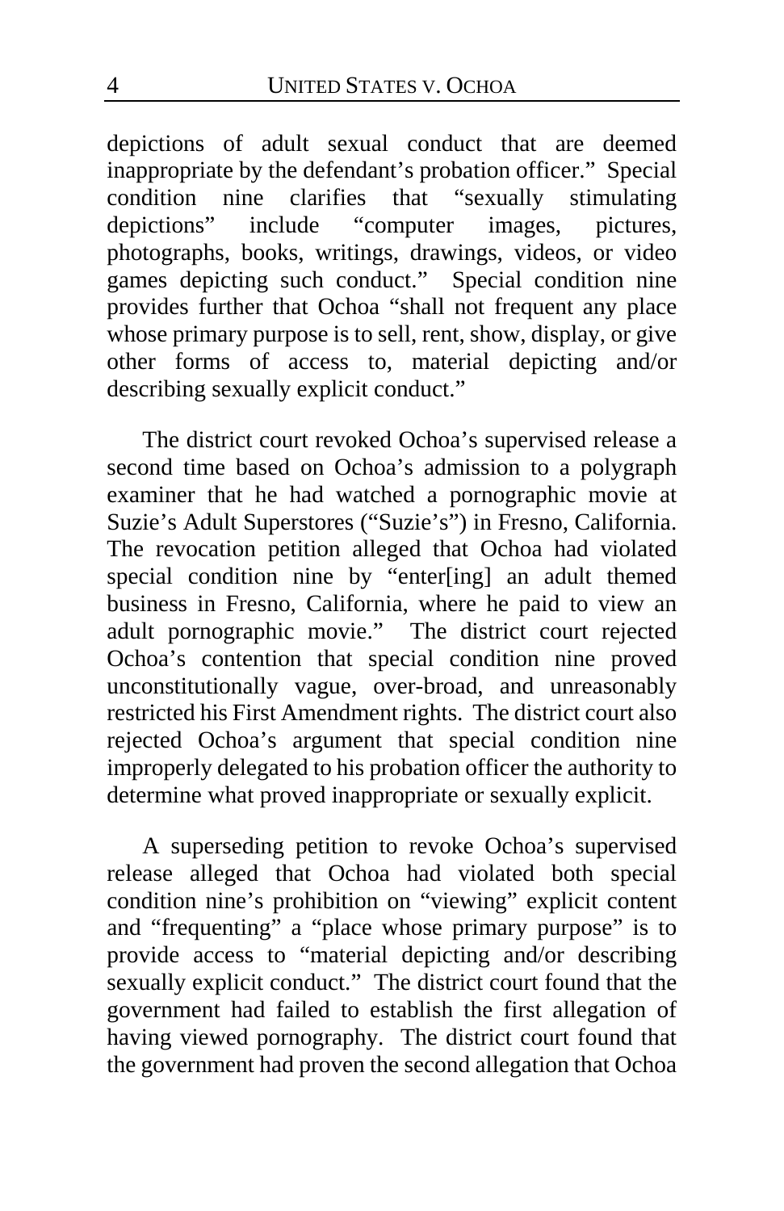depictions of adult sexual conduct that are deemed inappropriate by the defendant's probation officer." Special condition nine clarifies that "sexually stimulating depictions" include "computer images, pictures, photographs, books, writings, drawings, videos, or video games depicting such conduct." Special condition nine provides further that Ochoa "shall not frequent any place whose primary purpose is to sell, rent, show, display, or give other forms of access to, material depicting and/or describing sexually explicit conduct."

The district court revoked Ochoa's supervised release a second time based on Ochoa's admission to a polygraph examiner that he had watched a pornographic movie at Suzie's Adult Superstores ("Suzie's") in Fresno, California. The revocation petition alleged that Ochoa had violated special condition nine by "enter[ing] an adult themed business in Fresno, California, where he paid to view an adult pornographic movie." The district court rejected Ochoa's contention that special condition nine proved unconstitutionally vague, over-broad, and unreasonably restricted his First Amendment rights. The district court also rejected Ochoa's argument that special condition nine improperly delegated to his probation officer the authority to determine what proved inappropriate or sexually explicit.

A superseding petition to revoke Ochoa's supervised release alleged that Ochoa had violated both special condition nine's prohibition on "viewing" explicit content and "frequenting" a "place whose primary purpose" is to provide access to "material depicting and/or describing sexually explicit conduct." The district court found that the government had failed to establish the first allegation of having viewed pornography. The district court found that the government had proven the second allegation that Ochoa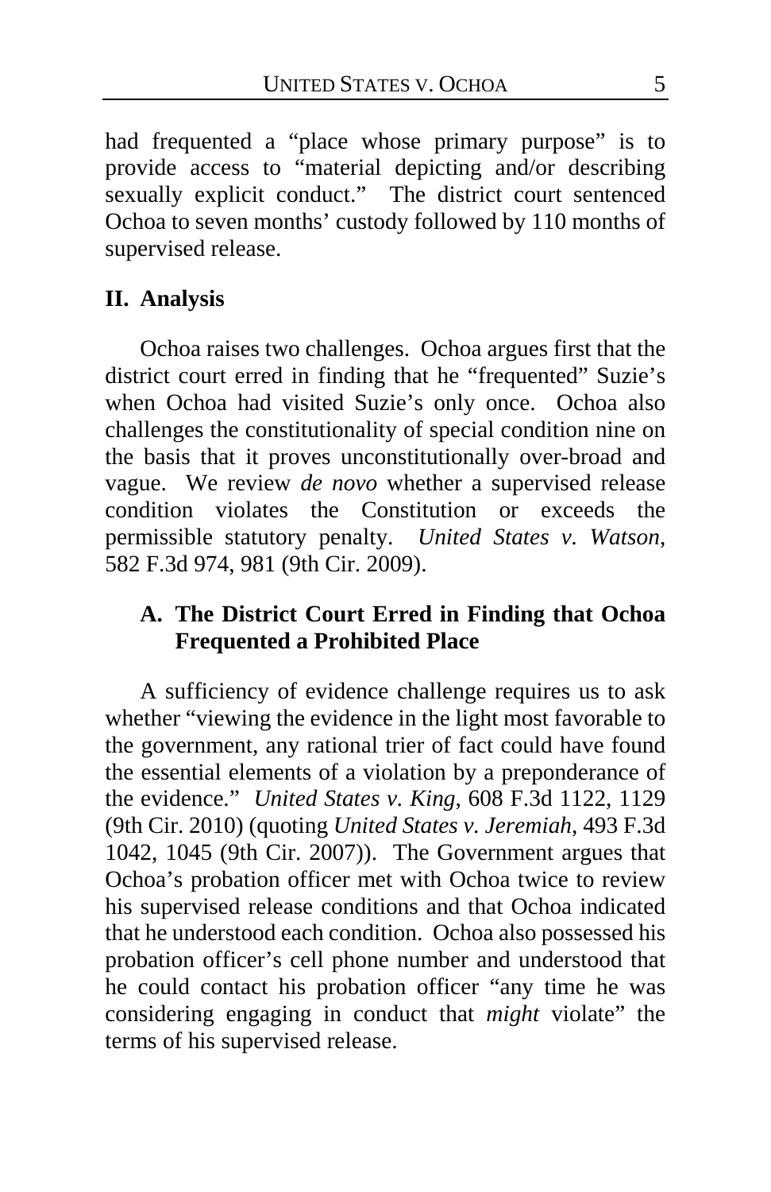had frequented a "place whose primary purpose" is to provide access to "material depicting and/or describing sexually explicit conduct." The district court sentenced Ochoa to seven months' custody followed by 110 months of supervised release.

## II. Analysis

Ochoa raises two challenges. Ochoa argues first that the district court erred in finding that he "frequented" Suzie's when Ochoa had visited Suzie's only once. Ochoa also challenges the constitutionality of special condition nine on the basis that it proves unconstitutionally over-broad and vague. We review *de novo* whether a supervised release condition violates the Constitution or exceeds the permissible statutory penalty. *United States v. Watson*, 582 F.3d 974, 981 (9th Cir. 2009).

### A. The District Court Erred in Finding that Ochoa Frequented a Prohibited Place

A sufficiency of evidence challenge requires us to ask whether "viewing the evidence in the light most favorable to the government, any rational trier of fact could have found the essential elements of a violation by a preponderance of the evidence." *United States v. King*, 608 F.3d 1122, 1129 (9th Cir. 2010) (quoting *United States v. Jeremiah*, 493 F.3d 1042, 1045 (9th Cir. 2007)). The Government argues that Ochoa's probation officer met with Ochoa twice to review his supervised release conditions and that Ochoa indicated that he understood each condition. Ochoa also possessed his probation officer's cell phone number and understood that he could contact his probation officer "any time he was considering engaging in conduct that *might* violate" the terms of his supervised release.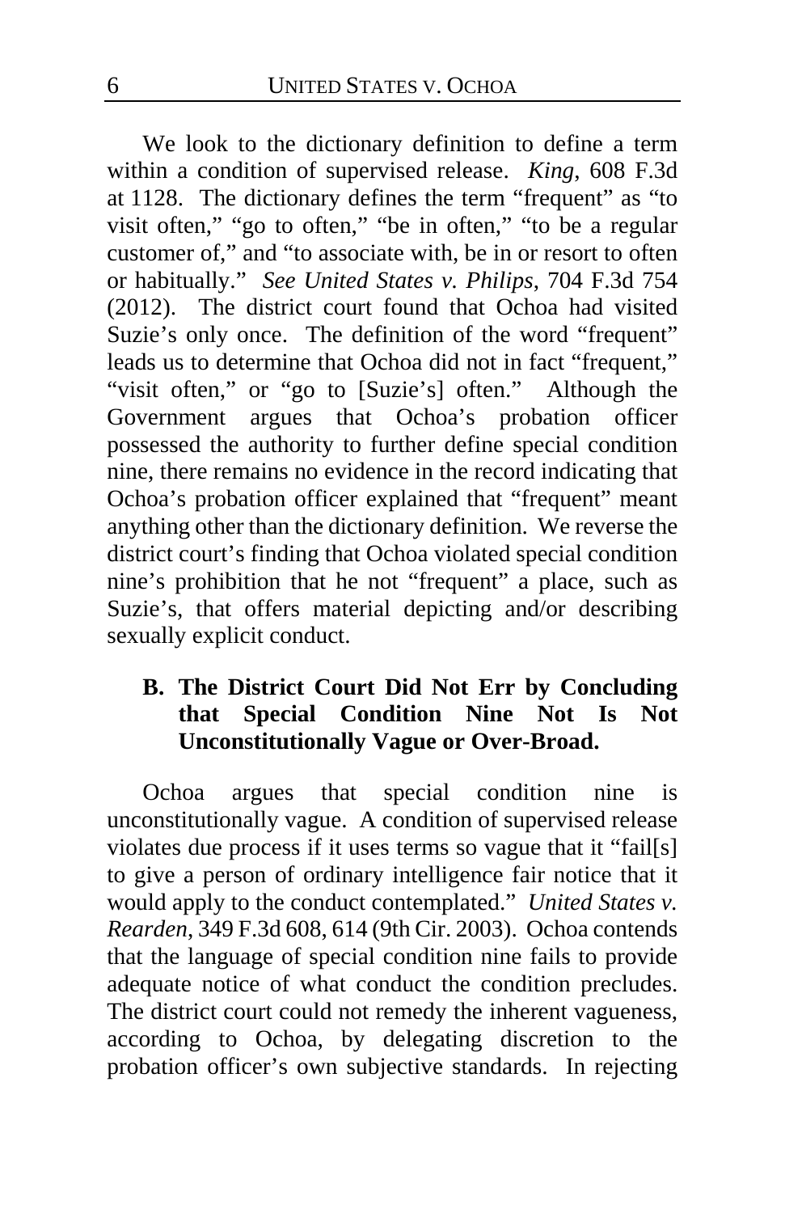We look to the dictionary definition to define a term within a condition of supervised release. *King*, 608 F.3d at 1128. The dictionary defines the term "frequent" as "to visit often," "go to often," "be in often," "to be a regular customer of," and "to associate with, be in or resort to often or habitually." *See United States v. Philips*, 704 F.3d 754 (2012). The district court found that Ochoa had visited Suzie's only once. The definition of the word "frequent" leads us to determine that Ochoa did not in fact "frequent," "visit often," or "go to [Suzie's] often." Although the Government argues that Ochoa's probation officer possessed the authority to further define special condition nine, there remains no evidence in the record indicating that Ochoa's probation officer explained that "frequent" meant anything other than the dictionary definition. We reverse the district court's finding that Ochoa violated special condition nine's prohibition that he not "frequent" a place, such as Suzie's, that offers material depicting and/or describing sexually explicit conduct.

### B. The District Court Did Not Err by Concluding that Special Condition Nine Not Is Not Unconstitutionally Vague or Over-Broad.

Ochoa argues that special condition nine is unconstitutionally vague. A condition of supervised release violates due process if it uses terms so vague that it "fail[s] to give a person of ordinary intelligence fair notice that it would apply to the conduct contemplated." *United States v. Rearden*, 349 F.3d 608, 614 (9th Cir. 2003). Ochoa contends that the language of special condition nine fails to provide adequate notice of what conduct the condition precludes. The district court could not remedy the inherent vagueness, according to Ochoa, by delegating discretion to the probation officer's own subjective standards. In rejecting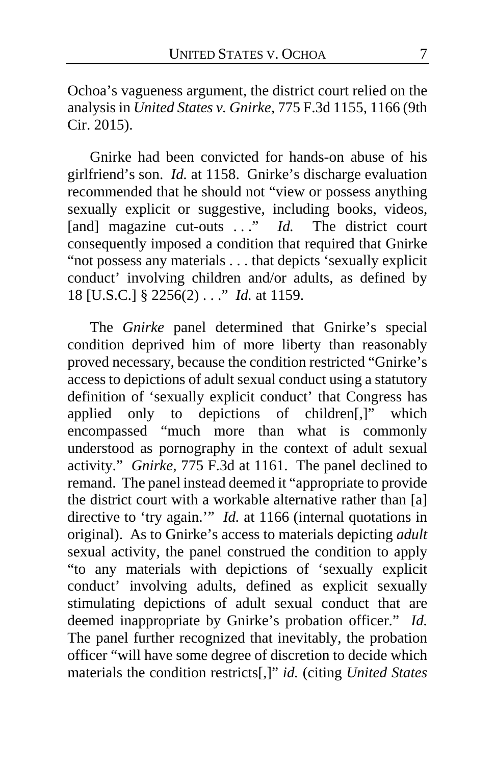Ochoa's vagueness argument, the district court relied on the analysis in *United States v. Gnirke*, 775 F.3d 1155, 1166 (9th Cir. 2015).

Gnirke had been convicted for hands-on abuse of his girlfriend's son. *Id.* at 1158. Gnirke's discharge evaluation recommended that he should not "view or possess anything sexually explicit or suggestive, including books, videos, [and] magazine cut-outs . . ." *Id.* The district court consequently imposed a condition that required that Gnirke "not possess any materials . . . that depicts 'sexually explicit conduct' involving children and/or adults, as defined by 18 [U.S.C.] § 2256(2) . . ." *Id.* at 1159.

The *Gnirke* panel determined that Gnirke's special condition deprived him of more liberty than reasonably proved necessary, because the condition restricted "Gnirke's access to depictions of adult sexual conduct using a statutory definition of 'sexually explicit conduct' that Congress has applied only to depictions of children[,]" which encompassed "much more than what is commonly understood as pornography in the context of adult sexual activity." *Gnirke*, 775 F.3d at 1161. The panel declined to remand. The panel instead deemed it "appropriate to provide the district court with a workable alternative rather than [a] directive to 'try again.'" *Id.* at 1166 (internal quotations in original). As to Gnirke's access to materials depicting *adult* sexual activity, the panel construed the condition to apply "to any materials with depictions of 'sexually explicit conduct' involving adults, defined as explicit sexually stimulating depictions of adult sexual conduct that are deemed inappropriate by Gnirke's probation officer." *Id.* The panel further recognized that inevitably, the probation officer "will have some degree of discretion to decide which materials the condition restricts[,]" *id.* (citing *United States*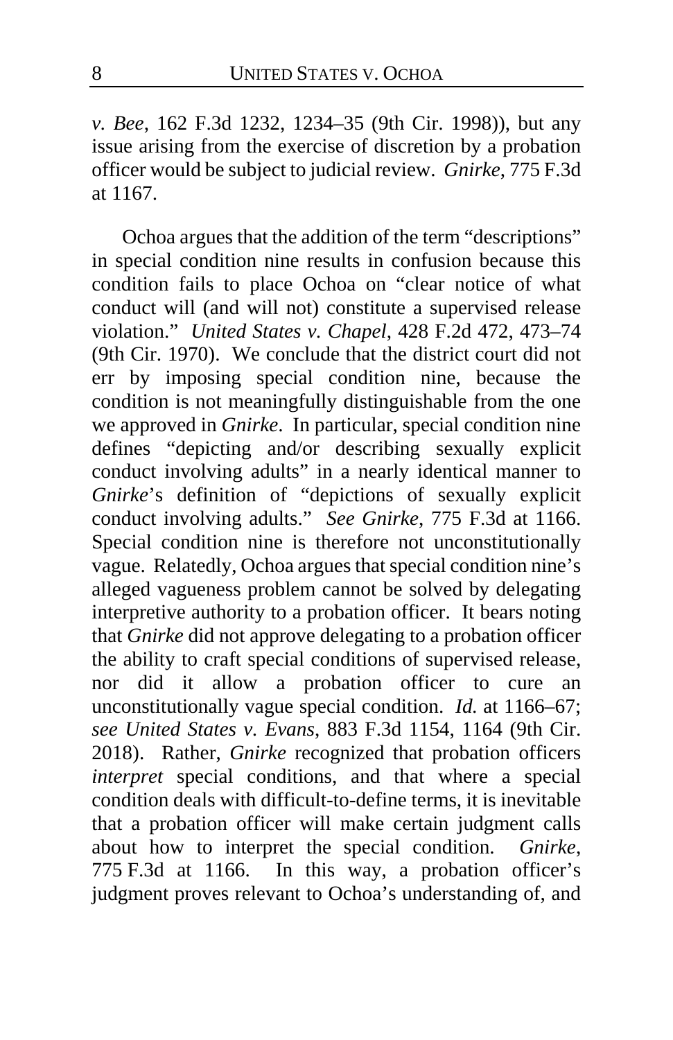*v. Bee*, 162 F.3d 1232, 1234–35 (9th Cir. 1998)), but any issue arising from the exercise of discretion by a probation officer would be subject to judicial review. *Gnirke*, 775 F.3d at 1167.

Ochoa argues that the addition of the term "descriptions" in special condition nine results in confusion because this condition fails to place Ochoa on "clear notice of what conduct will (and will not) constitute a supervised release violation." *United States v. Chapel*, 428 F.2d 472, 473–74 (9th Cir. 1970). We conclude that the district court did not err by imposing special condition nine, because the condition is not meaningfully distinguishable from the one we approved in *Gnirke*. In particular, special condition nine defines "depicting and/or describing sexually explicit conduct involving adults" in a nearly identical manner to *Gnirke*'s definition of "depictions of sexually explicit conduct involving adults." *See Gnirke*, 775 F.3d at 1166. Special condition nine is therefore not unconstitutionally vague. Relatedly, Ochoa argues that special condition nine's alleged vagueness problem cannot be solved by delegating interpretive authority to a probation officer. It bears noting that *Gnirke* did not approve delegating to a probation officer the ability to craft special conditions of supervised release, nor did it allow a probation officer to cure an unconstitutionally vague special condition. *Id.* at 1166–67; *see United States v. Evans*, 883 F.3d 1154, 1164 (9th Cir. 2018). Rather, *Gnirke* recognized that probation officers *interpret* special conditions, and that where a special condition deals with difficult-to-define terms, it is inevitable that a probation officer will make certain judgment calls about how to interpret the special condition. *Gnirke*, 775 F.3d at 1166. In this way, a probation officer's judgment proves relevant to Ochoa's understanding of, and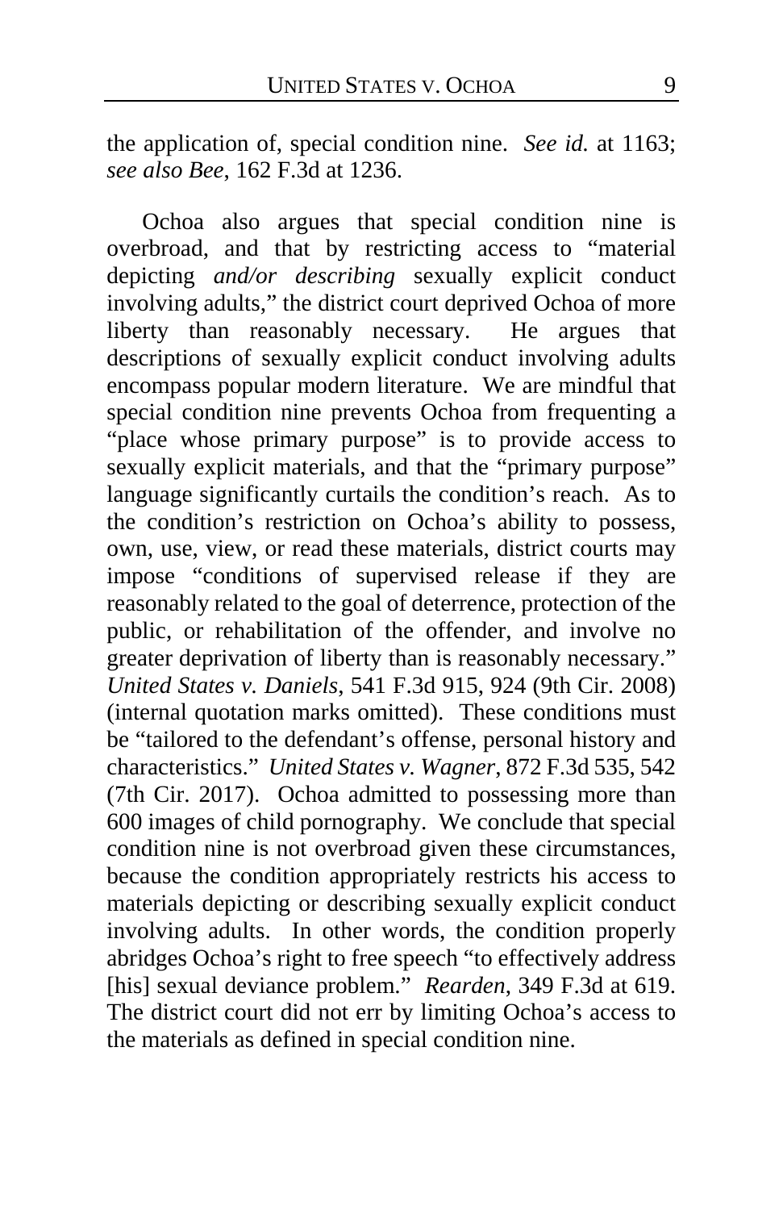the application of, special condition nine. *See id.* at 1163; *see also Bee*, 162 F.3d at 1236.

Ochoa also argues that special condition nine is overbroad, and that by restricting access to "material depicting *and/or describing* sexually explicit conduct involving adults," the district court deprived Ochoa of more liberty than reasonably necessary. He argues that descriptions of sexually explicit conduct involving adults encompass popular modern literature. We are mindful that special condition nine prevents Ochoa from frequenting a "place whose primary purpose" is to provide access to sexually explicit materials, and that the "primary purpose" language significantly curtails the condition's reach. As to the condition's restriction on Ochoa's ability to possess, own, use, view, or read these materials, district courts may impose "conditions of supervised release if they are reasonably related to the goal of deterrence, protection of the public, or rehabilitation of the offender, and involve no greater deprivation of liberty than is reasonably necessary." *United States v. Daniels*, 541 F.3d 915, 924 (9th Cir. 2008) (internal quotation marks omitted). These conditions must be "tailored to the defendant's offense, personal history and characteristics." *United States v. Wagner*, 872 F.3d 535, 542 (7th Cir. 2017). Ochoa admitted to possessing more than 600 images of child pornography. We conclude that special condition nine is not overbroad given these circumstances, because the condition appropriately restricts his access to materials depicting or describing sexually explicit conduct involving adults. In other words, the condition properly abridges Ochoa's right to free speech "to effectively address [his] sexual deviance problem." *Rearden*, 349 F.3d at 619. The district court did not err by limiting Ochoa's access to the materials as defined in special condition nine.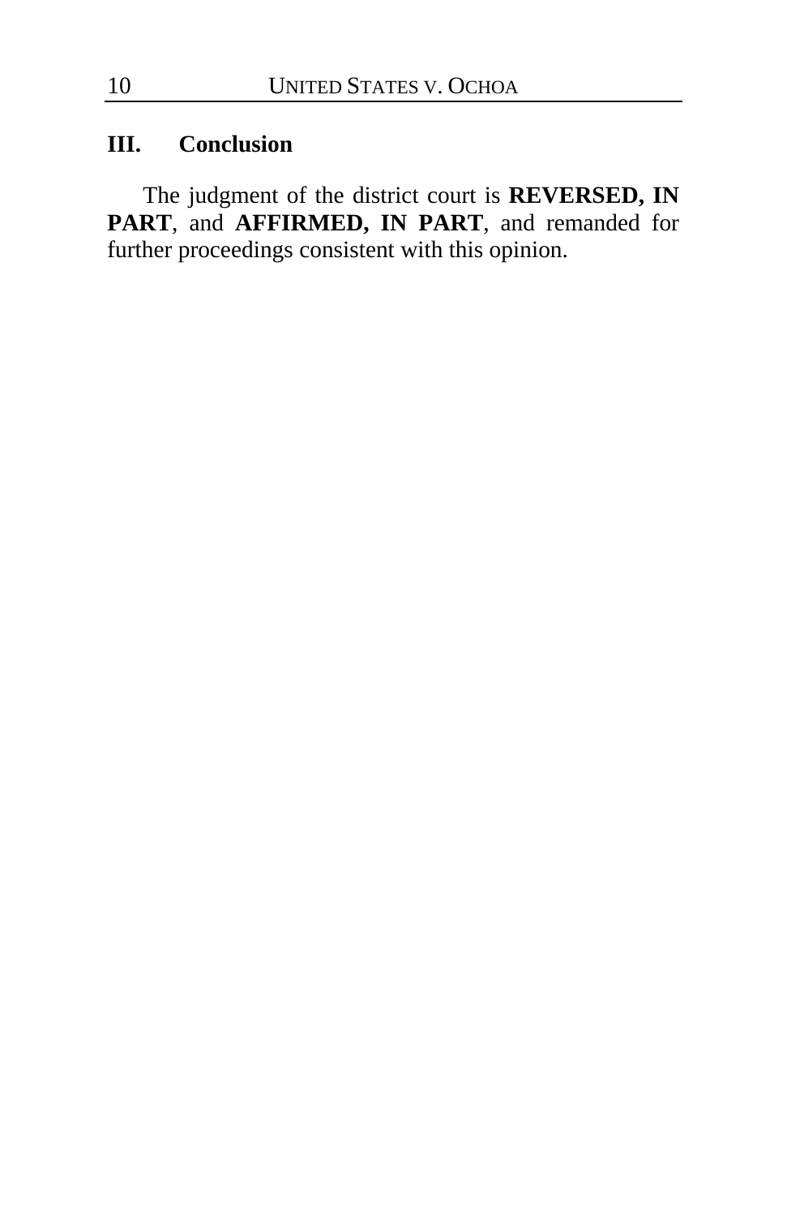## III. Conclusion

The judgment of the district court is **REVERSED, IN PART**, and **AFFIRMED, IN PART**, and remanded for further proceedings consistent with this opinion.